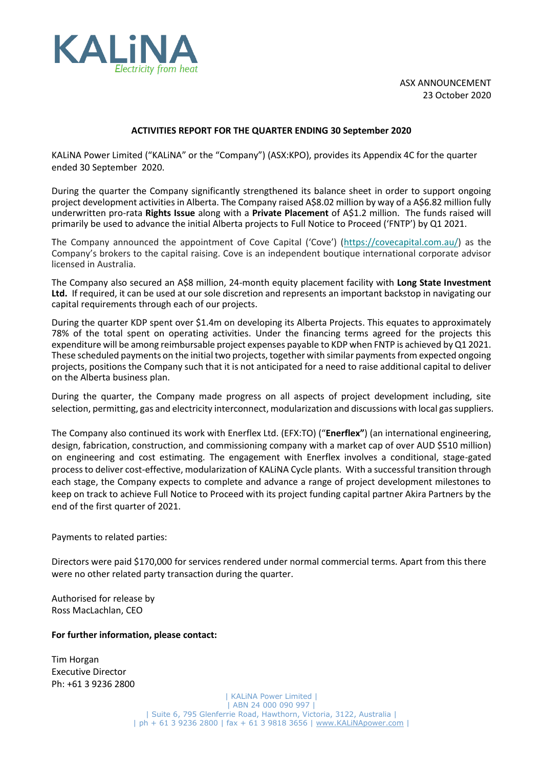KALiNA
*Electricity from heat*

ASX ANNOUNCEMENT
23 October 2020

**ACTIVITIES REPORT FOR THE QUARTER ENDING 30 September 2020**

KALiNA Power Limited ("KALiNA" or the "Company") (ASX:KPO), provides its Appendix 4C for the quarter ended 30 September 2020.

During the quarter the Company significantly strengthened its balance sheet in order to support ongoing project development activities in Alberta. The Company raised A$8.02 million by way of a A$6.82 million fully underwritten pro-rata **Rights Issue** along with a **Private Placement** of A$1.2 million. The funds raised will primarily be used to advance the initial Alberta projects to Full Notice to Proceed ('FNTP') by Q1 2021.

The Company announced the appointment of Cove Capital ('Cove') (https://covecapital.com.au/) as the Company's brokers to the capital raising. Cove is an independent boutique international corporate advisor licensed in Australia.

The Company also secured an A$8 million, 24-month equity placement facility with **Long State Investment Ltd.** If required, it can be used at our sole discretion and represents an important backstop in navigating our capital requirements through each of our projects.

During the quarter KDP spent over $1.4m on developing its Alberta Projects. This equates to approximately 78% of the total spent on operating activities. Under the financing terms agreed for the projects this expenditure will be among reimbursable project expenses payable to KDP when FNTP is achieved by Q1 2021. These scheduled payments on the initial two projects, together with similar payments from expected ongoing projects, positions the Company such that it is not anticipated for a need to raise additional capital to deliver on the Alberta business plan.

During the quarter, the Company made progress on all aspects of project development including, site selection, permitting, gas and electricity interconnect, modularization and discussions with local gas suppliers.

The Company also continued its work with Enerflex Ltd. (EFX:TO) ("**Enerflex"**) (an international engineering, design, fabrication, construction, and commissioning company with a market cap of over AUD $510 million) on engineering and cost estimating. The engagement with Enerflex involves a conditional, stage-gated process to deliver cost-effective, modularization of KALiNA Cycle plants. With a successful transition through each stage, the Company expects to complete and advance a range of project development milestones to keep on track to achieve Full Notice to Proceed with its project funding capital partner Akira Partners by the end of the first quarter of 2021.

Payments to related parties:

Directors were paid $170,000 for services rendered under normal commercial terms. Apart from this there were no other related party transaction during the quarter.

Authorised for release by
Ross MacLachlan, CEO

**For further information, please contact:**

Tim Horgan
Executive Director
Ph: +61 3 9236 2800

| KALiNA Power Limited |
| ABN 24 000 090 997 |
| Suite 6, 795 Glenferrie Road, Hawthorn, Victoria, 3122, Australia |
| ph + 61 3 9236 2800 | fax + 61 3 9818 3656 | www.KALiNApower.com |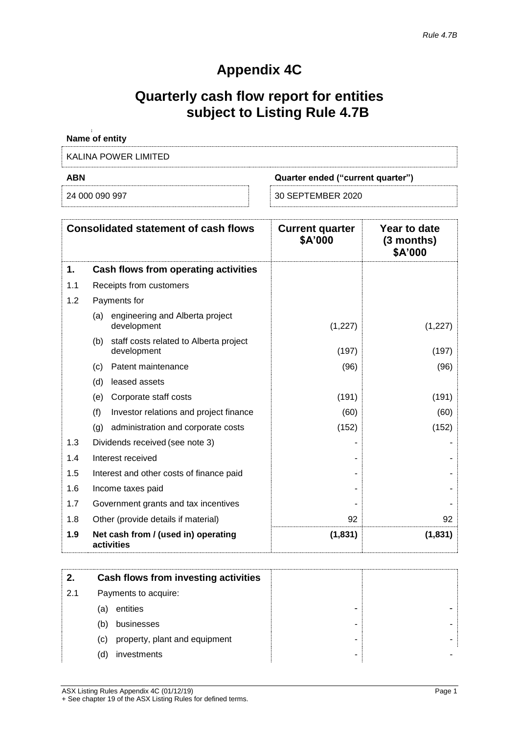*Rule 4.7B*

# Appendix 4C

## Quarterly cash flow report for entities subject to Listing Rule 4.7B

**Name of entity**

KALINA POWER LIMITED

| ABN | Quarter ended ("current quarter") |
|---|---|
| 24 000 090 997 | 30 SEPTEMBER 2020 |

| | **Consolidated statement of cash flows** | **Current quarter $A'000** | **Year to date (3 months) $A'000** |
|---|---|---|---|
| **1.** | **Cash flows from operating activities** | | |
| 1.1 | Receipts from customers | | |
| 1.2 | Payments for | | |
| | (a) engineering and Alberta project development | (1,227) | (1,227) |
| | (b) staff costs related to Alberta project development | (197) | (197) |
| | (c) Patent maintenance | (96) | (96) |
| | (d) leased assets | | |
| | (e) Corporate staff costs | (191) | (191) |
| | (f) Investor relations and project finance | (60) | (60) |
| | (g) administration and corporate costs | (152) | (152) |
| 1.3 | Dividends received (see note 3) | - | - |
| 1.4 | Interest received | - | - |
| 1.5 | Interest and other costs of finance paid | - | - |
| 1.6 | Income taxes paid | - | - |
| 1.7 | Government grants and tax incentives | - | - |
| 1.8 | Other (provide details if material) | 92 | 92 |
| **1.9** | **Net cash from / (used in) operating activities** | **(1,831)** | **(1,831)** |

| | | | |
|---|---|---|---|
| **2.** | **Cash flows from investing activities** | | |
| 2.1 | Payments to acquire: | | |
| | (a) entities | - | - |
| | (b) businesses | - | - |
| | (c) property, plant and equipment | - | - |
| | (d) investments | - | - |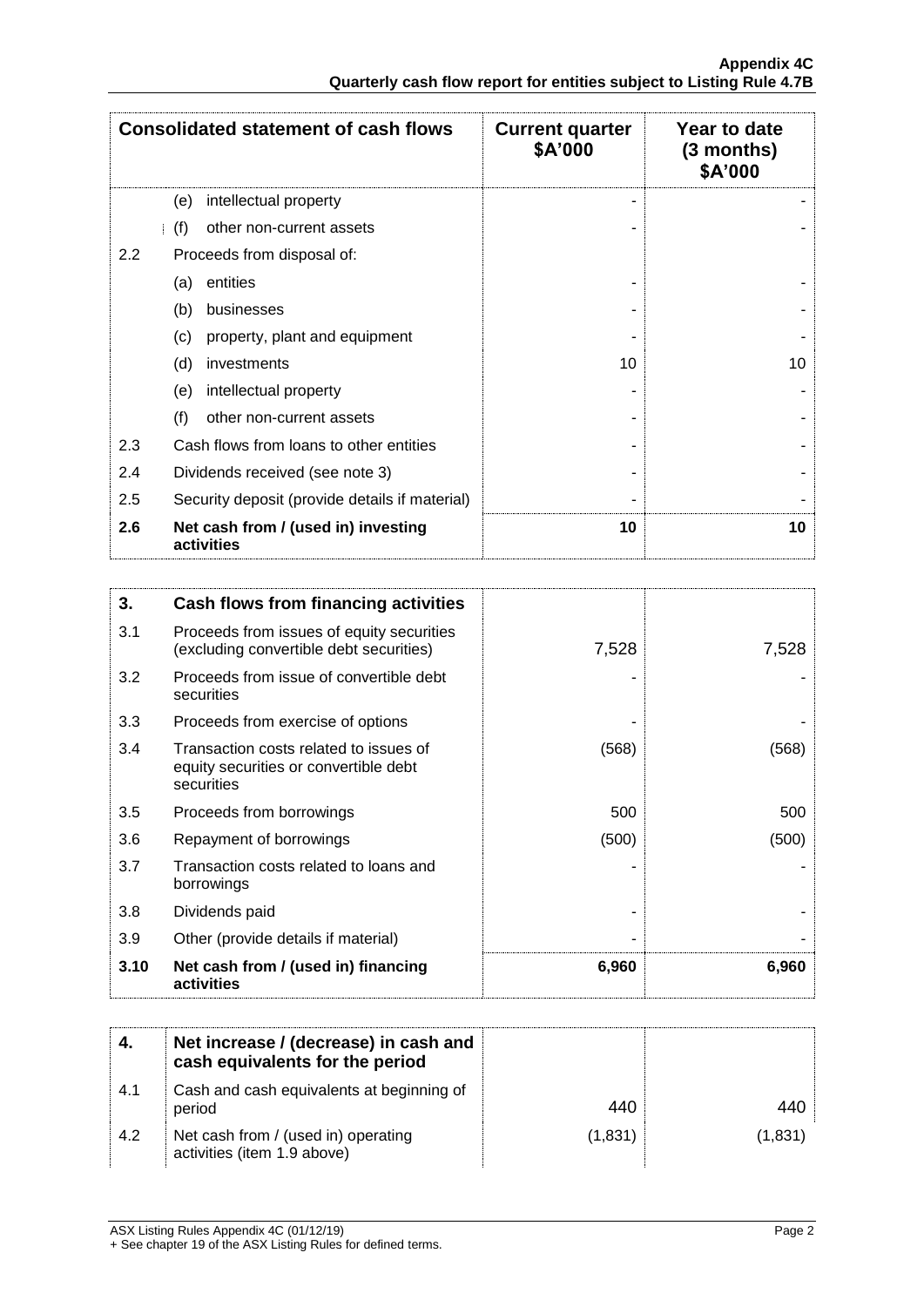| Consolidated statement of cash flows | | Current quarter $A'000 | Year to date (3 months) $A'000 |
|---|---|---|---|
| | (e) intellectual property | - | - |
| | (f) other non-current assets | - | - |
| 2.2 | Proceeds from disposal of: | | |
| | (a) entities | - | - |
| | (b) businesses | - | - |
| | (c) property, plant and equipment | - | - |
| | (d) investments | 10 | 10 |
| | (e) intellectual property | - | - |
| | (f) other non-current assets | - | - |
| 2.3 | Cash flows from loans to other entities | - | - |
| 2.4 | Dividends received (see note 3) | - | - |
| 2.5 | Security deposit (provide details if material) | - | - |
| **2.6** | **Net cash from / (used in) investing activities** | **10** | **10** |

| **3.** | **Cash flows from financing activities** | | |
|---|---|---|---|
| 3.1 | Proceeds from issues of equity securities (excluding convertible debt securities) | 7,528 | 7,528 |
| 3.2 | Proceeds from issue of convertible debt securities | - | - |
| 3.3 | Proceeds from exercise of options | - | - |
| 3.4 | Transaction costs related to issues of equity securities or convertible debt securities | (568) | (568) |
| 3.5 | Proceeds from borrowings | 500 | 500 |
| 3.6 | Repayment of borrowings | (500) | (500) |
| 3.7 | Transaction costs related to loans and borrowings | - | - |
| 3.8 | Dividends paid | - | - |
| 3.9 | Other (provide details if material) | - | - |
| **3.10** | **Net cash from / (used in) financing activities** | **6,960** | **6,960** |

| **4.** | **Net increase / (decrease) in cash and cash equivalents for the period** | | |
|---|---|---|---|
| 4.1 | Cash and cash equivalents at beginning of period | 440 | 440 |
| 4.2 | Net cash from / (used in) operating activities (item 1.9 above) | (1,831) | (1,831) |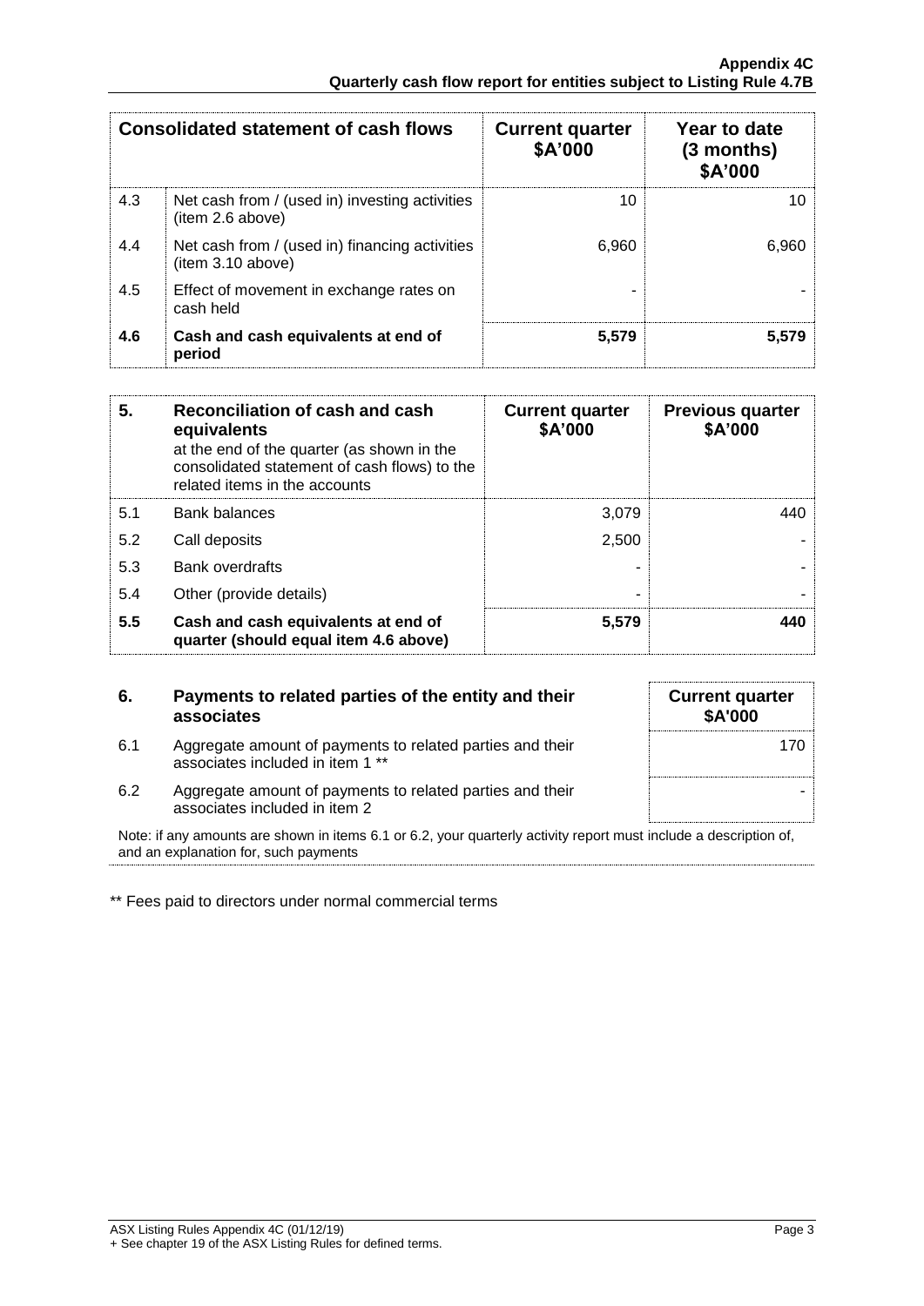| | Consolidated statement of cash flows | Current quarter $A'000 | Year to date (3 months) $A'000 |
|---|---|---|---|
| 4.3 | Net cash from / (used in) investing activities (item 2.6 above) | 10 | 10 |
| 4.4 | Net cash from / (used in) financing activities (item 3.10 above) | 6,960 | 6,960 |
| 4.5 | Effect of movement in exchange rates on cash held | - | - |
| **4.6** | **Cash and cash equivalents at end of period** | **5,579** | **5,579** |

| **5.** | **Reconciliation of cash and cash equivalents** at the end of the quarter (as shown in the consolidated statement of cash flows) to the related items in the accounts | **Current quarter $A'000** | **Previous quarter $A'000** |
|---|---|---|---|
| 5.1 | Bank balances | 3,079 | 440 |
| 5.2 | Call deposits | 2,500 | - |
| 5.3 | Bank overdrafts | - | - |
| 5.4 | Other (provide details) | - | - |
| **5.5** | **Cash and cash equivalents at end of quarter (should equal item 4.6 above)** | **5,579** | **440** |

| **6.** | **Payments to related parties of the entity and their associates** | **Current quarter $A'000** |
|---|---|---|
| 6.1 | Aggregate amount of payments to related parties and their associates included in item 1 ** | 170 |
| 6.2 | Aggregate amount of payments to related parties and their associates included in item 2 | - |

Note: if any amounts are shown in items 6.1 or 6.2, your quarterly activity report must include a description of, and an explanation for, such payments

** Fees paid to directors under normal commercial terms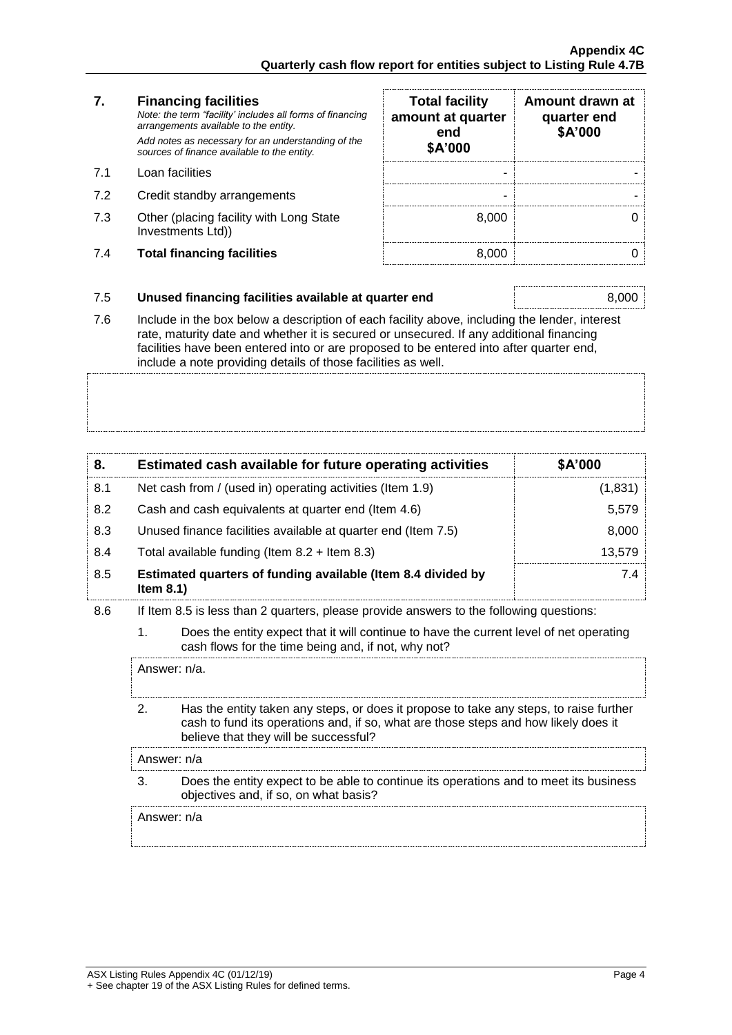| 7. | **Financing facilities**<br>*Note: the term "facility' includes all forms of financing arrangements available to the entity.*<br>*Add notes as necessary for an understanding of the sources of finance available to the entity.* | **Total facility amount at quarter end \$A'000** | **Amount drawn at quarter end \$A'000** |
|---|---|---|---|
| 7.1 | Loan facilities | - | - |
| 7.2 | Credit standby arrangements | - | - |
| 7.3 | Other (placing facility with Long State Investments Ltd)) | 8,000 | 0 |
| 7.4 | **Total financing facilities** | 8,000 | 0 |

| | | |
|---|---|---|
| 7.5 | **Unused financing facilities available at quarter end** | 8,000 |

7.6 Include in the box below a description of each facility above, including the lender, interest rate, maturity date and whether it is secured or unsecured. If any additional financing facilities have been entered into or are proposed to be entered into after quarter end, include a note providing details of those facilities as well.

| 8. | **Estimated cash available for future operating activities** | **\$A'000** |
|---|---|---|
| 8.1 | Net cash from / (used in) operating activities (Item 1.9) | (1,831) |
| 8.2 | Cash and cash equivalents at quarter end (Item 4.6) | 5,579 |
| 8.3 | Unused finance facilities available at quarter end (Item 7.5) | 8,000 |
| 8.4 | Total available funding (Item 8.2 + Item 8.3) | 13,579 |
| 8.5 | **Estimated quarters of funding available (Item 8.4 divided by Item 8.1)** | 7.4 |

8.6 If Item 8.5 is less than 2 quarters, please provide answers to the following questions:

1. Does the entity expect that it will continue to have the current level of net operating cash flows for the time being and, if not, why not?

Answer: n/a.

2. Has the entity taken any steps, or does it propose to take any steps, to raise further cash to fund its operations and, if so, what are those steps and how likely does it believe that they will be successful?

Answer: n/a

3. Does the entity expect to be able to continue its operations and to meet its business objectives and, if so, on what basis?

Answer: n/a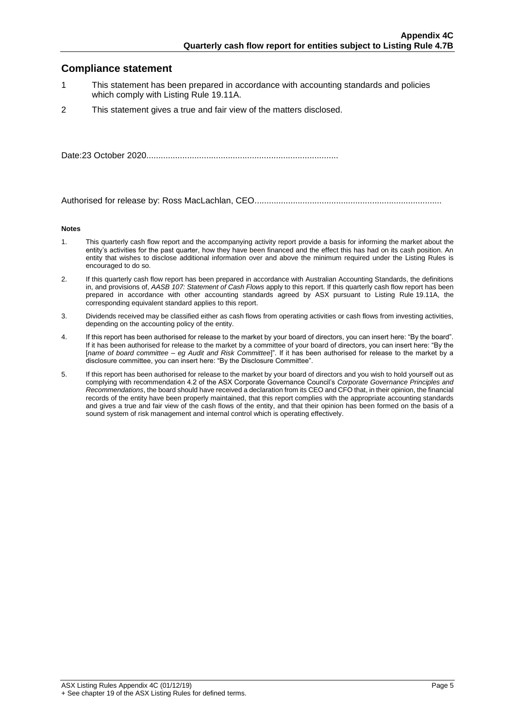## Compliance statement

1 This statement has been prepared in accordance with accounting standards and policies which comply with Listing Rule 19.11A.

2 This statement gives a true and fair view of the matters disclosed.

Date:23 October 2020...............................................................................

Authorised for release by: Ross MacLachlan, CEO.............................................................................

#### Notes

1. This quarterly cash flow report and the accompanying activity report provide a basis for informing the market about the entity's activities for the past quarter, how they have been financed and the effect this has had on its cash position. An entity that wishes to disclose additional information over and above the minimum required under the Listing Rules is encouraged to do so.
2. If this quarterly cash flow report has been prepared in accordance with Australian Accounting Standards, the definitions in, and provisions of, *AASB 107: Statement of Cash Flows* apply to this report. If this quarterly cash flow report has been prepared in accordance with other accounting standards agreed by ASX pursuant to Listing Rule 19.11A, the corresponding equivalent standard applies to this report.
3. Dividends received may be classified either as cash flows from operating activities or cash flows from investing activities, depending on the accounting policy of the entity.
4. If this report has been authorised for release to the market by your board of directors, you can insert here: "By the board". If it has been authorised for release to the market by a committee of your board of directors, you can insert here: "By the [*name of board committee – eg Audit and Risk Committee*]". If it has been authorised for release to the market by a disclosure committee, you can insert here: "By the Disclosure Committee".
5. If this report has been authorised for release to the market by your board of directors and you wish to hold yourself out as complying with recommendation 4.2 of the ASX Corporate Governance Council's *Corporate Governance Principles and Recommendations*, the board should have received a declaration from its CEO and CFO that, in their opinion, the financial records of the entity have been properly maintained, that this report complies with the appropriate accounting standards and gives a true and fair view of the cash flows of the entity, and that their opinion has been formed on the basis of a sound system of risk management and internal control which is operating effectively.